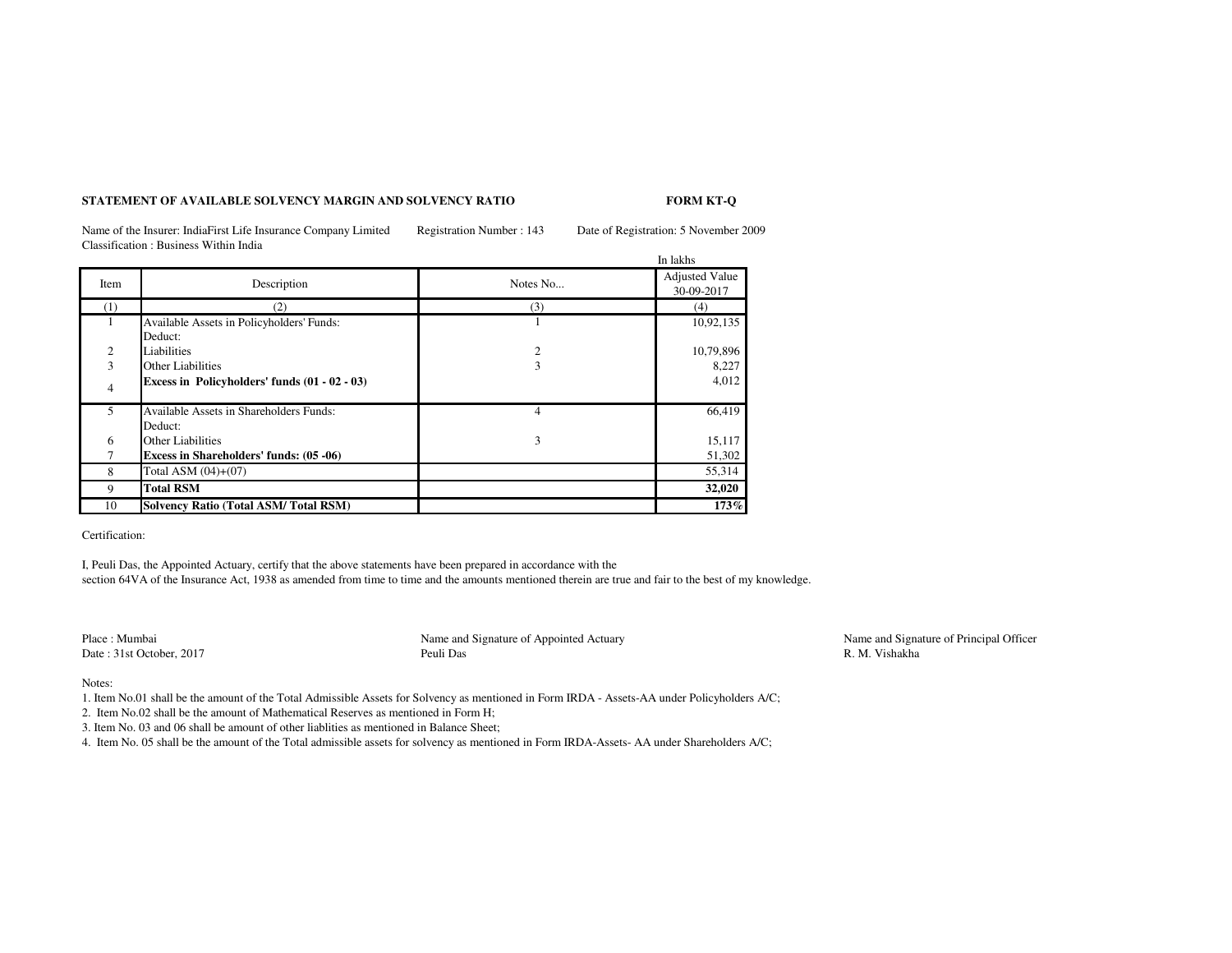**STATEMENT OF AVAILABLE SOLVENCY MARGIN AND SOLVENCY RATIO** **FORM KT-Q**

Name of the Insurer: IndiaFirst Life Insurance Company Limited Registration Number : 143 Date of Registration: 5 November 2009
Classification : Business Within India

In lakhs

| Item | Description | Notes No... | Adjusted Value 30-09-2017 |
|---|---|---|---|
| (1) | (2) | (3) | (4) |
| 1 | Available Assets in Policyholders' Funds: | 1 | 10,92,135 |
| | Deduct: | | |
| 2 | Liabilities | 2 | 10,79,896 |
| 3 | Other Liabilities | 3 | 8,227 |
| 4 | **Excess in Policyholders' funds (01 - 02 - 03)** | | 4,012 |
| 5 | Available Assets in Shareholders Funds: | 4 | 66,419 |
| | Deduct: | | |
| 6 | Other Liabilities | 3 | 15,117 |
| 7 | **Excess in Shareholders' funds: (05 -06)** | | 51,302 |
| 8 | Total ASM (04)+(07) | | 55,314 |
| 9 | **Total RSM** | | **32,020** |
| 10 | **Solvency Ratio (Total ASM/ Total RSM)** | | **173%** |

Certification:

I, Peuli Das, the Appointed Actuary, certify that the above statements have been prepared in accordance with the section 64VA of the Insurance Act, 1938 as amended from time to time and the amounts mentioned therein are true and fair to the best of my knowledge.

Place : Mumbai
Date : 31st October, 2017

Name and Signature of Appointed Actuary
Peuli Das

Name and Signature of Principal Officer
R. M. Vishakha

Notes:

1. Item No.01 shall be the amount of the Total Admissible Assets for Solvency as mentioned in Form IRDA - Assets-AA under Policyholders A/C;
2. Item No.02 shall be the amount of Mathematical Reserves as mentioned in Form H;
3. Item No. 03 and 06 shall be amount of other liablities as mentioned in Balance Sheet;
4. Item No. 05 shall be the amount of the Total admissible assets for solvency as mentioned in Form IRDA-Assets- AA under Shareholders A/C;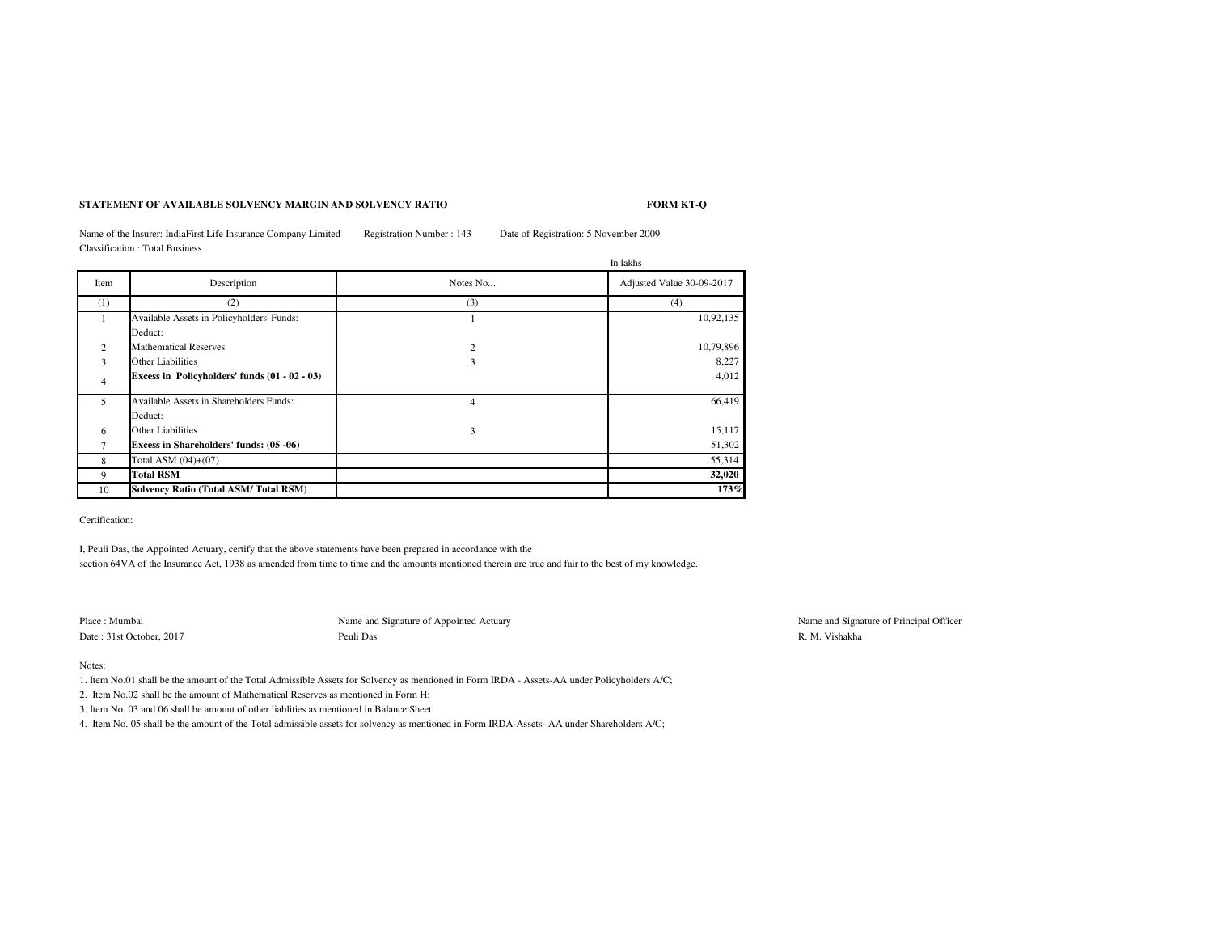**STATEMENT OF AVAILABLE SOLVENCY MARGIN AND SOLVENCY RATIO** **FORM KT-Q**

Name of the Insurer: IndiaFirst Life Insurance Company Limited Registration Number : 143 Date of Registration: 5 November 2009

Classification : Total Business

In lakhs

| Item | Description | Notes No... | Adjusted Value 30-09-2017 |
|---|---|---|---|
| (1) | (2) | (3) | (4) |
| 1 | Available Assets in Policyholders' Funds: | 1 | 10,92,135 |
| | Deduct: | | |
| 2 | Mathematical Reserves | 2 | 10,79,896 |
| 3 | Other Liabilities | 3 | 8,227 |
| 4 | **Excess in Policyholders' funds (01 - 02 - 03)** | | 4,012 |
| 5 | Available Assets in Shareholders Funds: | 4 | 66,419 |
| | Deduct: | | |
| 6 | Other Liabilities | 3 | 15,117 |
| 7 | **Excess in Shareholders' funds: (05 -06)** | | 51,302 |
| 8 | Total ASM (04)+(07) | | 55,314 |
| 9 | **Total RSM** | | **32,020** |
| 10 | **Solvency Ratio (Total ASM/ Total RSM)** | | **173%** |

Certification:

I, Peuli Das, the Appointed Actuary, certify that the above statements have been prepared in accordance with the section 64VA of the Insurance Act, 1938 as amended from time to time and the amounts mentioned therein are true and fair to the best of my knowledge.

Place : Mumbai
Date : 31st October, 2017

Name and Signature of Appointed Actuary
Peuli Das

Name and Signature of Principal Officer
R. M. Vishakha

Notes:

1. Item No.01 shall be the amount of the Total Admissible Assets for Solvency as mentioned in Form IRDA - Assets-AA under Policyholders A/C;
2. Item No.02 shall be the amount of Mathematical Reserves as mentioned in Form H;
3. Item No. 03 and 06 shall be amount of other liablities as mentioned in Balance Sheet;
4. Item No. 05 shall be the amount of the Total admissible assets for solvency as mentioned in Form IRDA-Assets- AA under Shareholders A/C;